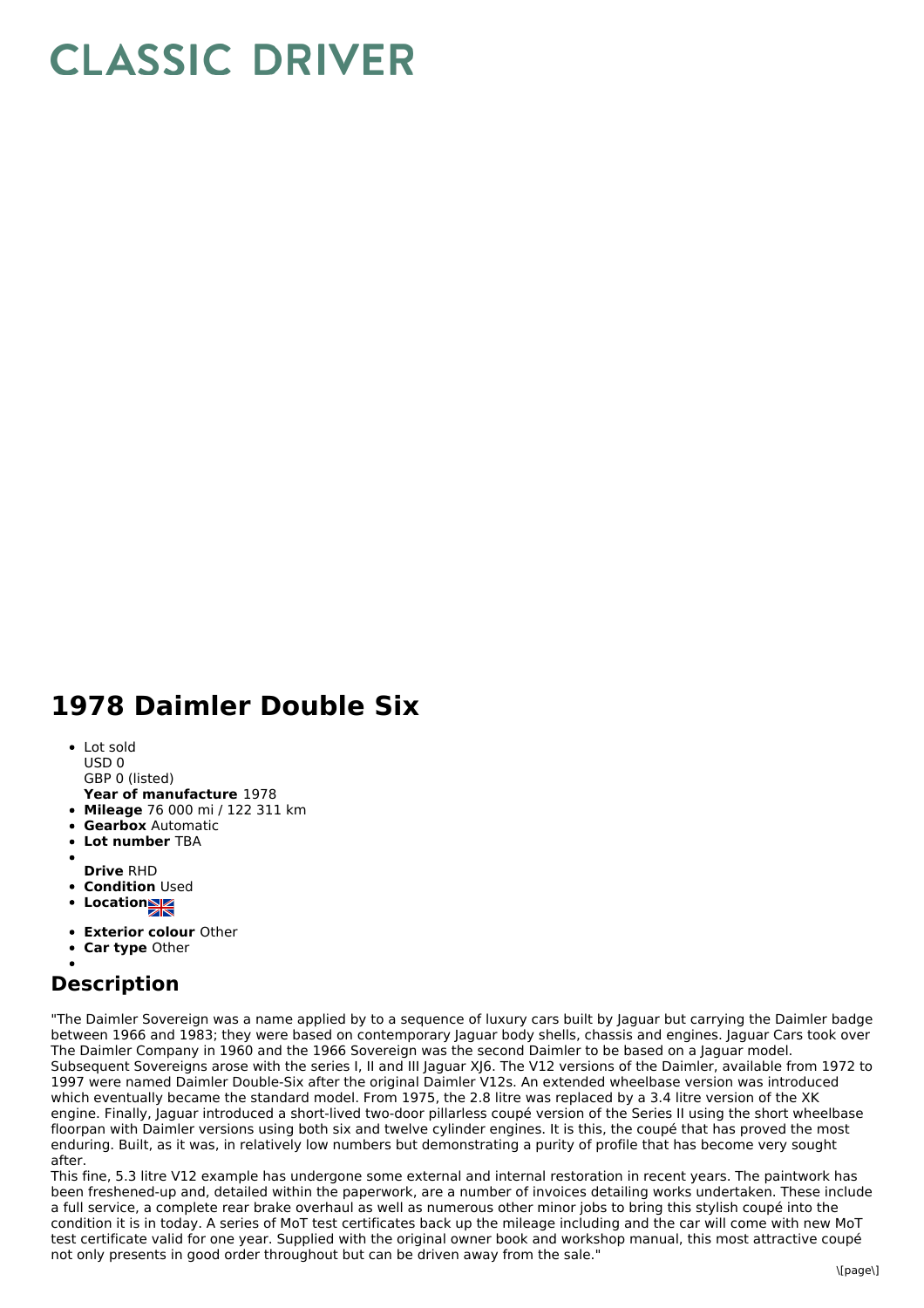# CLASSIC DRIVER

# 1978 Daimler Double Six

- Lot sold
  USD 0
  GBP 0 (listed)
  **Year of manufacture** 1978
- **Mileage** 76 000 mi / 122 311 km
- **Gearbox** Automatic
- **Lot number** TBA
- **Drive** RHD
- **Condition** Used
- **Location**
- **Exterior colour** Other
- **Car type** Other

## Description

"The Daimler Sovereign was a name applied by to a sequence of luxury cars built by Jaguar but carrying the Daimler badge between 1966 and 1983; they were based on contemporary Jaguar body shells, chassis and engines. Jaguar Cars took over The Daimler Company in 1960 and the 1966 Sovereign was the second Daimler to be based on a Jaguar model. Subsequent Sovereigns arose with the series I, II and III Jaguar XJ6. The V12 versions of the Daimler, available from 1972 to 1997 were named Daimler Double-Six after the original Daimler V12s. An extended wheelbase version was introduced which eventually became the standard model. From 1975, the 2.8 litre was replaced by a 3.4 litre version of the XK engine. Finally, Jaguar introduced a short-lived two-door pillarless coupé version of the Series II using the short wheelbase floorpan with Daimler versions using both six and twelve cylinder engines. It is this, the coupé that has proved the most enduring. Built, as it was, in relatively low numbers but demonstrating a purity of profile that has become very sought after.
This fine, 5.3 litre V12 example has undergone some external and internal restoration in recent years. The paintwork has been freshened-up and, detailed within the paperwork, are a number of invoices detailing works undertaken. These include a full service, a complete rear brake overhaul as well as numerous other minor jobs to bring this stylish coupé into the condition it is in today. A series of MoT test certificates back up the mileage including and the car will come with new MoT test certificate valid for one year. Supplied with the original owner book and workshop manual, this most attractive coupé not only presents in good order throughout but can be driven away from the sale."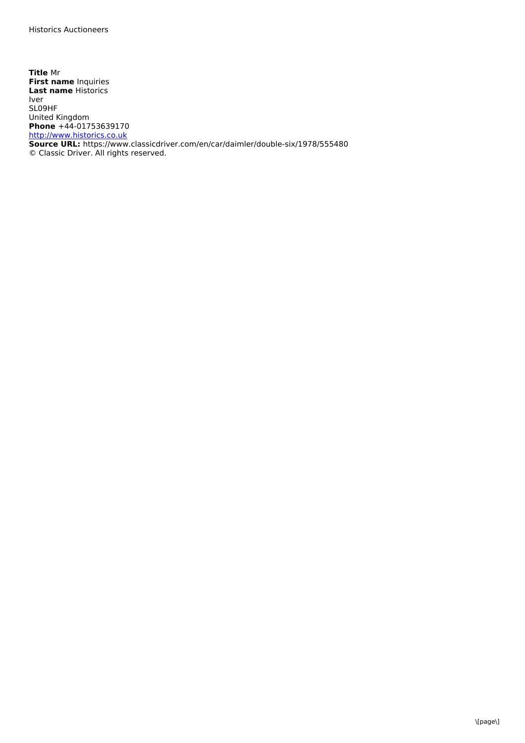Historics Auctioneers

**Title** Mr
**First name** Inquiries
**Last name** Historics
Iver
SL09HF
United Kingdom
**Phone** +44-01753639170
http://www.historics.co.uk
**Source URL:** https://www.classicdriver.com/en/car/daimler/double-six/1978/555480
© Classic Driver. All rights reserved.